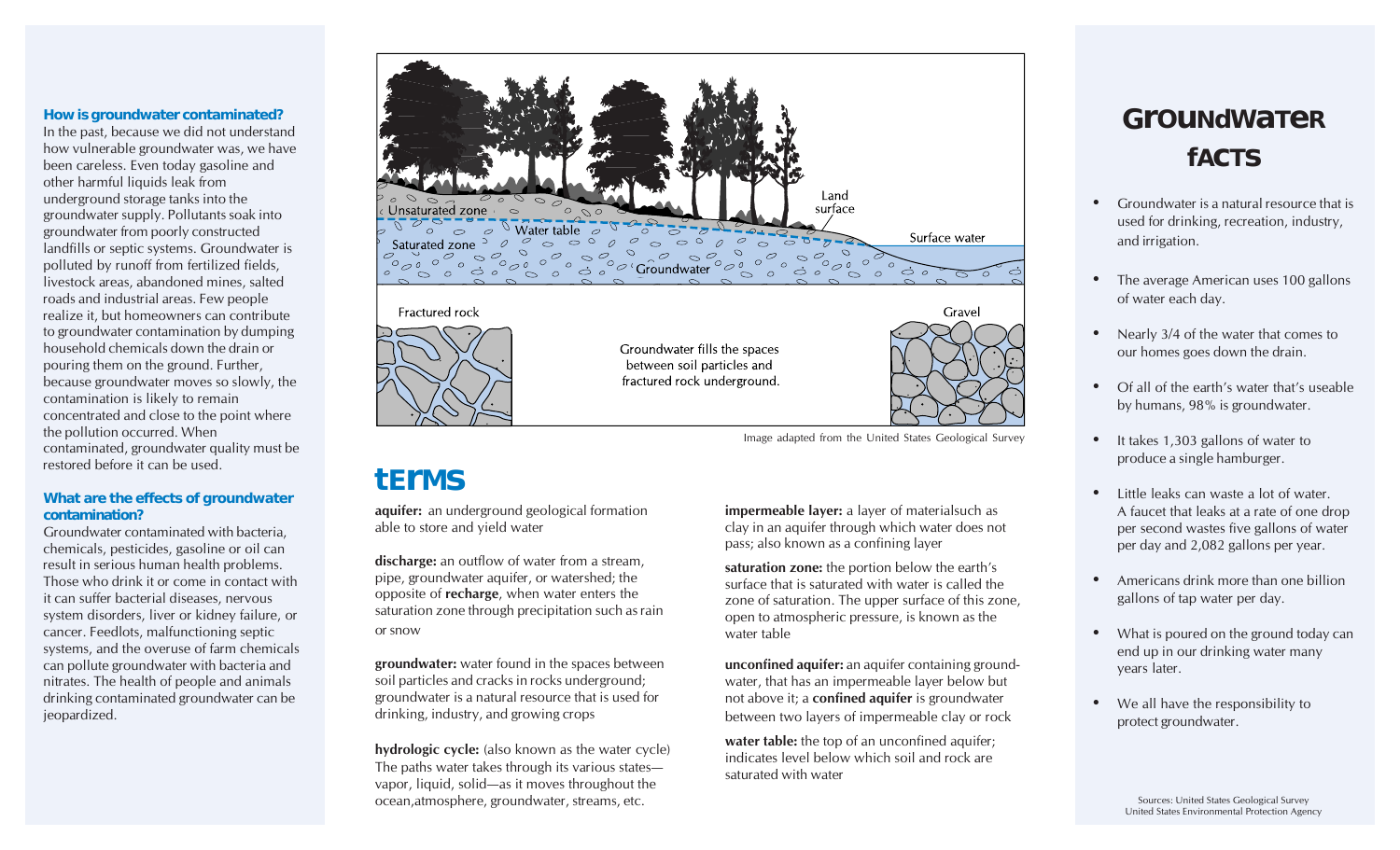### How is groundwater contaminated?

In the past, because we did not understand how vulnerable groundwater was, we have been careless. Even today gasoline and other harmful liquids leak from underground storage tanks into the groundwater supply. Pollutants soak into groundwater from poorly constructed landfills or septic systems. Groundwater is polluted by runoff from fertilized fields, livestock areas, abandoned mines, salted roads and industrial areas. Few people realize it, but homeowners can contribute to groundwater contamination by dumping household chemicals down the drain or pouring them on the ground. Further, because groundwater moves so slowly, the contamination is likely to remain concentrated and close to the point where the pollution occurred. When contaminated, groundwater quality must be restored before it can be used.

### What are the effects of groundwater contamination?

Groundwater contaminated with bacteria, chemicals, pesticides, gasoline or oil can result in serious human health problems. Those who drink it or come in contact with it can suffer bacterial diseases, nervous system disorders, liver or kidney failure, or cancer. Feedlots, malfunctioning septic systems, and the overuse of farm chemicals can pollute groundwater with bacteria and nitrates. The health of people and animals drinking contaminated groundwater can be jeopardized.

Unsaturated zone
Water table
Saturated zone
Groundwater
Land surface
Surface water
Fractured rock
Gravel

Groundwater fills the spaces between soil particles and fractured rock underground.

Image adapted from the United States Geological Survey

## Terms

**aquifer:** an underground geological formation able to store and yield water

**discharge:** an outflow of water from a stream, pipe, groundwater aquifer, or watershed; the opposite of **recharge**, when water enters the saturation zone through precipitation such as rain or snow

**groundwater:** water found in the spaces between soil particles and cracks in rocks underground; groundwater is a natural resource that is used for drinking, industry, and growing crops

**hydrologic cycle:** (also known as the water cycle) The paths water takes through its various states—vapor, liquid, solid—as it moves throughout the ocean,atmosphere, groundwater, streams, etc.

**impermeable layer:** a layer of materialsuch as clay in an aquifer through which water does not pass; also known as a confining layer

**saturation zone:** the portion below the earth's surface that is saturated with water is called the zone of saturation. The upper surface of this zone, open to atmospheric pressure, is known as the water table

**unconfined aquifer:** an aquifer containing groundwater, that has an impermeable layer below but not above it; a **confined aquifer** is groundwater between two layers of impermeable clay or rock

**water table:** the top of an unconfined aquifer; indicates level below which soil and rock are saturated with water

## Groundwater Facts

- Groundwater is a natural resource that is used for drinking, recreation, industry, and irrigation.
- The average American uses 100 gallons of water each day.
- Nearly 3/4 of the water that comes to our homes goes down the drain.
- Of all of the earth's water that's useable by humans, 98% is groundwater.
- It takes 1,303 gallons of water to produce a single hamburger.
- Little leaks can waste a lot of water. A faucet that leaks at a rate of one drop per second wastes five gallons of water per day and 2,082 gallons per year.
- Americans drink more than one billion gallons of tap water per day.
- What is poured on the ground today can end up in our drinking water many years later.
- We all have the responsibility to protect groundwater.

Sources: United States Geological Survey
United States Environmental Protection Agency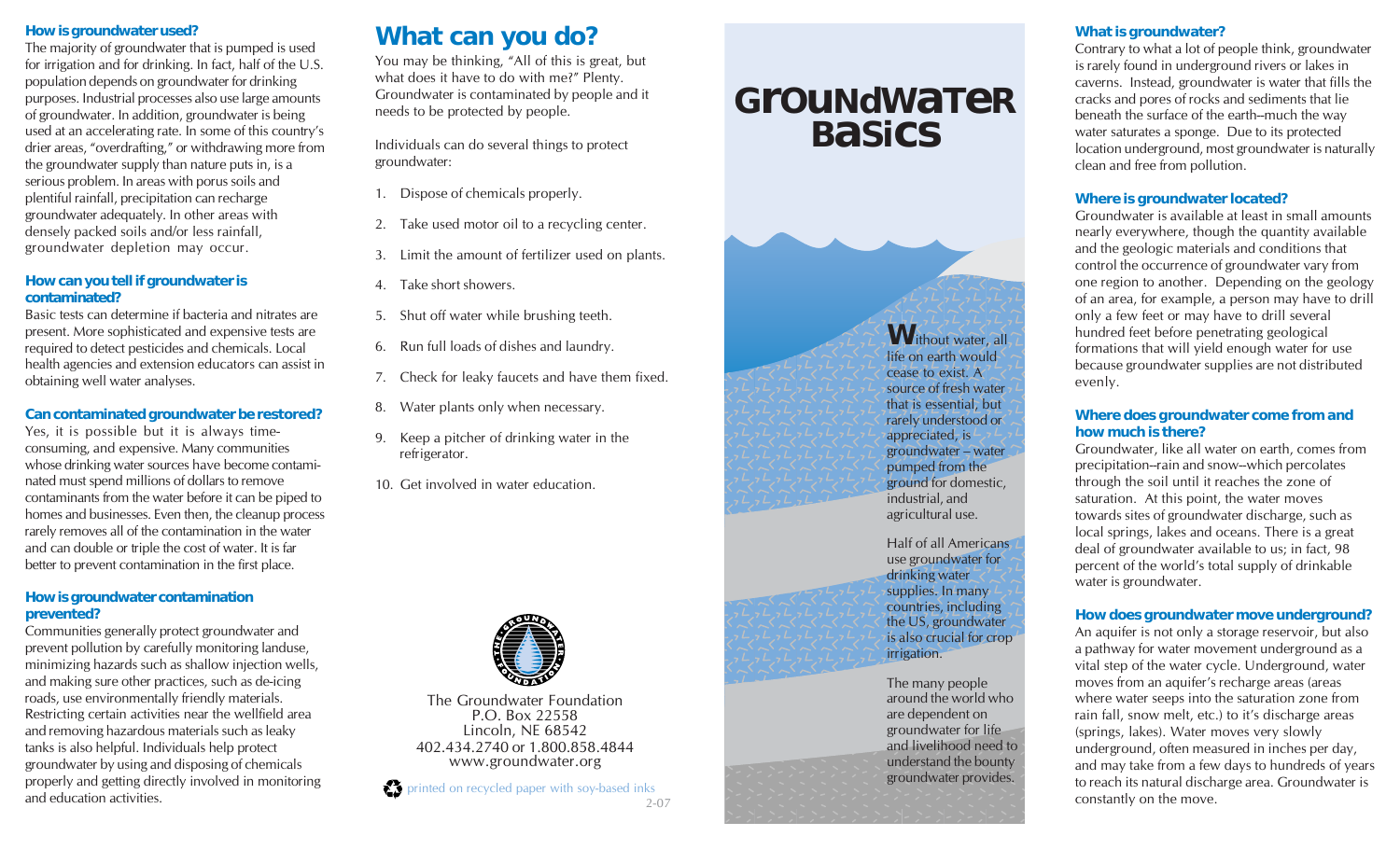## How is groundwater used?

The majority of groundwater that is pumped is used for irrigation and for drinking. In fact, half of the U.S. population depends on groundwater for drinking purposes. Industrial processes also use large amounts of groundwater. In addition, groundwater is being used at an accelerating rate. In some of this country's drier areas, "overdrafting," or withdrawing more from the groundwater supply than nature puts in, is a serious problem. In areas with porus soils and plentiful rainfall, precipitation can recharge groundwater adequately. In other areas with densely packed soils and/or less rainfall, groundwater depletion may occur.

## How can you tell if groundwater is contaminated?

Basic tests can determine if bacteria and nitrates are present. More sophisticated and expensive tests are required to detect pesticides and chemicals. Local health agencies and extension educators can assist in obtaining well water analyses.

## Can contaminated groundwater be restored?

Yes, it is possible but it is always time-consuming, and expensive. Many communities whose drinking water sources have become contaminated must spend millions of dollars to remove contaminants from the water before it can be piped to homes and businesses. Even then, the cleanup process rarely removes all of the contamination in the water and can double or triple the cost of water. It is far better to prevent contamination in the first place.

## How is groundwater contamination prevented?

Communities generally protect groundwater and prevent pollution by carefully monitoring landuse, minimizing hazards such as shallow injection wells, and making sure other practices, such as de-icing roads, use environmentally friendly materials. Restricting certain activities near the wellfield area and removing hazardous materials such as leaky tanks is also helpful. Individuals help protect groundwater by using and disposing of chemicals properly and getting directly involved in monitoring and education activities.

# What can you do?

You may be thinking, "All of this is great, but what does it have to do with me?" Plenty. Groundwater is contaminated by people and it needs to be protected by people.

Individuals can do several things to protect groundwater:

1. Dispose of chemicals properly.
2. Take used motor oil to a recycling center.
3. Limit the amount of fertilizer used on plants.
4. Take short showers.
5. Shut off water while brushing teeth.
6. Run full loads of dishes and laundry.
7. Check for leaky faucets and have them fixed.
8. Water plants only when necessary.
9. Keep a pitcher of drinking water in the refrigerator.
10. Get involved in water education.

The Groundwater Foundation
P.O. Box 22558
Lincoln, NE 68542
402.434.2740 or 1.800.858.4844
www.groundwater.org

printed on recycled paper with soy-based inks

2-07

# Groundwater Basics

Without water, all life on earth would cease to exist. A source of fresh water that is essential, but rarely understood or appreciated, is groundwater – water pumped from the ground for domestic, industrial, and agricultural use.

Half of all Americans use groundwater for drinking water supplies. In many countries, including the US, groundwater is also crucial for crop irrigation.

The many people around the world who are dependent on groundwater for life and livelihood need to understand the bounty groundwater provides.

## What is groundwater?

Contrary to what a lot of people think, groundwater is rarely found in underground rivers or lakes in caverns. Instead, groundwater is water that fills the cracks and pores of rocks and sediments that lie beneath the surface of the earth--much the way water saturates a sponge. Due to its protected location underground, most groundwater is naturally clean and free from pollution.

## Where is groundwater located?

Groundwater is available at least in small amounts nearly everywhere, though the quantity available and the geologic materials and conditions that control the occurrence of groundwater vary from one region to another. Depending on the geology of an area, for example, a person may have to drill only a few feet or may have to drill several hundred feet before penetrating geological formations that will yield enough water for use because groundwater supplies are not distributed evenly.

## Where does groundwater come from and how much is there?

Groundwater, like all water on earth, comes from precipitation--rain and snow--which percolates through the soil until it reaches the zone of saturation. At this point, the water moves towards sites of groundwater discharge, such as local springs, lakes and oceans. There is a great deal of groundwater available to us; in fact, 98 percent of the world's total supply of drinkable water is groundwater.

## How does groundwater move underground?

An aquifer is not only a storage reservoir, but also a pathway for water movement underground as a vital step of the water cycle. Underground, water moves from an aquifer's recharge areas (areas where water seeps into the saturation zone from rain fall, snow melt, etc.) to it's discharge areas (springs, lakes). Water moves very slowly underground, often measured in inches per day, and may take from a few days to hundreds of years to reach its natural discharge area. Groundwater is constantly on the move.